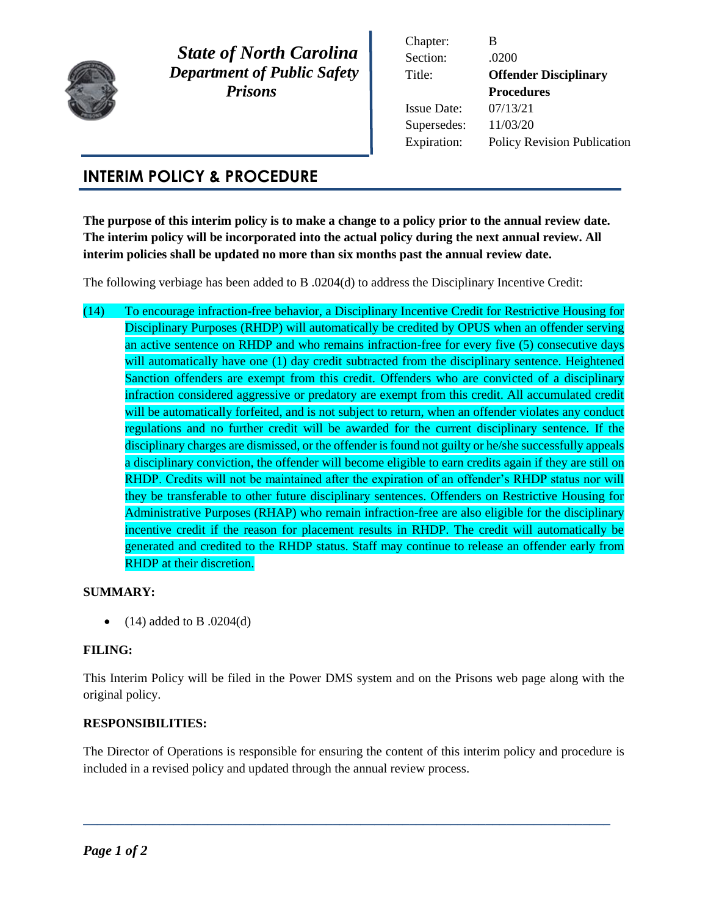# State of North Carolina
## Department of Public Safety
## Prisons

| | |
|---|---|
| Chapter: | B |
| Section: | .0200 |
| Title: | **Offender Disciplinary Procedures** |
| Issue Date: | 07/13/21 |
| Supersedes: | 11/03/20 |
| Expiration: | Policy Revision Publication |

## INTERIM POLICY & PROCEDURE

**The purpose of this interim policy is to make a change to a policy prior to the annual review date. The interim policy will be incorporated into the actual policy during the next annual review. All interim policies shall be updated no more than six months past the annual review date.**

The following verbiage has been added to B .0204(d) to address the Disciplinary Incentive Credit:

(14) To encourage infraction-free behavior, a Disciplinary Incentive Credit for Restrictive Housing for Disciplinary Purposes (RHDP) will automatically be credited by OPUS when an offender serving an active sentence on RHDP and who remains infraction-free for every five (5) consecutive days will automatically have one (1) day credit subtracted from the disciplinary sentence. Heightened Sanction offenders are exempt from this credit. Offenders who are convicted of a disciplinary infraction considered aggressive or predatory are exempt from this credit. All accumulated credit will be automatically forfeited, and is not subject to return, when an offender violates any conduct regulations and no further credit will be awarded for the current disciplinary sentence. If the disciplinary charges are dismissed, or the offender is found not guilty or he/she successfully appeals a disciplinary conviction, the offender will become eligible to earn credits again if they are still on RHDP. Credits will not be maintained after the expiration of an offender's RHDP status nor will they be transferable to other future disciplinary sentences. Offenders on Restrictive Housing for Administrative Purposes (RHAP) who remain infraction-free are also eligible for the disciplinary incentive credit if the reason for placement results in RHDP. The credit will automatically be generated and credited to the RHDP status. Staff may continue to release an offender early from RHDP at their discretion.

**SUMMARY:**

- (14) added to B .0204(d)

**FILING:**

This Interim Policy will be filed in the Power DMS system and on the Prisons web page along with the original policy.

**RESPONSIBILITIES:**

The Director of Operations is responsible for ensuring the content of this interim policy and procedure is included in a revised policy and updated through the annual review process.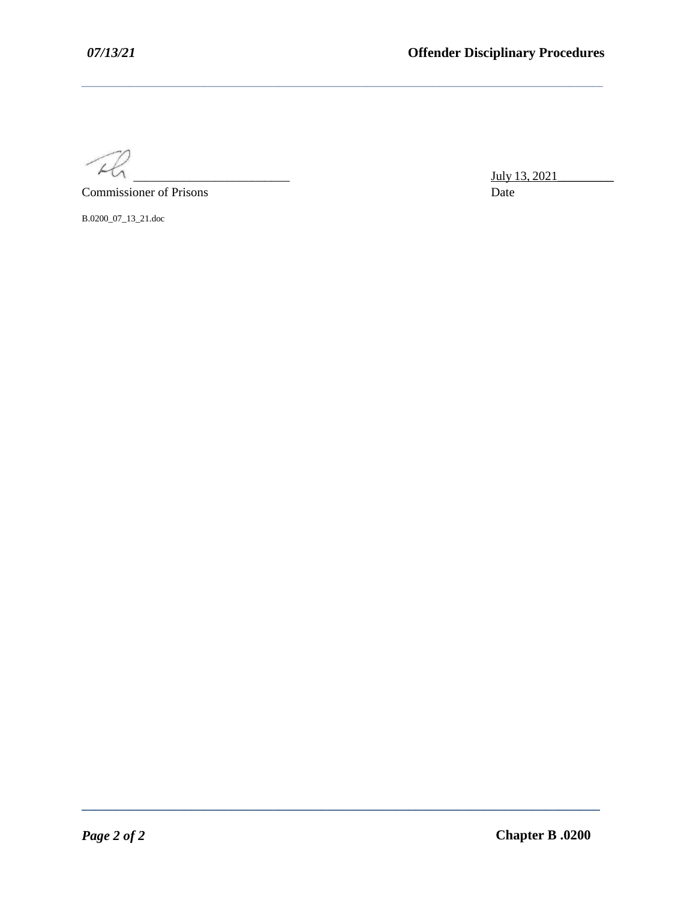_________________________ July 13, 2021_________

Commissioner of Prisons Date

B.0200_07_13_21.doc